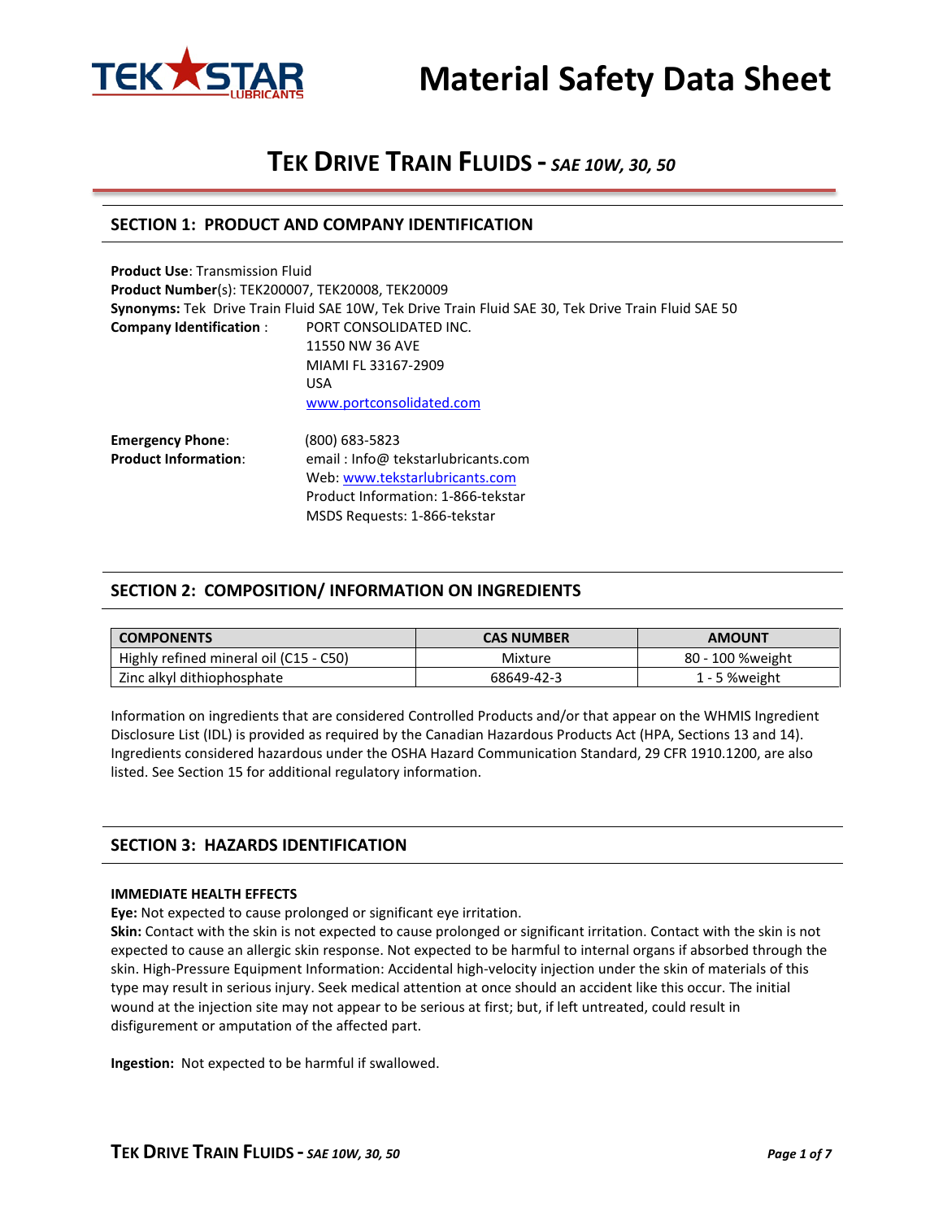# Material Safety Data Sheet

## TEK DRIVE TRAIN FLUIDS - *SAE 10W, 30, 50*

## SECTION 1: PRODUCT AND COMPANY IDENTIFICATION

**Product Use**: Transmission Fluid
**Product Number**(s): TEK200007, TEK20008, TEK20009
**Synonyms:** Tek Drive Train Fluid SAE 10W, Tek Drive Train Fluid SAE 30, Tek Drive Train Fluid SAE 50
**Company Identification** : PORT CONSOLIDATED INC.
11550 NW 36 AVE
MIAMI FL 33167-2909
USA
www.portconsolidated.com

**Emergency Phone**: (800) 683-5823
**Product Information**: email : Info@ tekstarlubricants.com
Web: www.tekstarlubricants.com
Product Information: 1-866-tekstar
MSDS Requests: 1-866-tekstar

## SECTION 2: COMPOSITION/ INFORMATION ON INGREDIENTS

| COMPONENTS | CAS NUMBER | AMOUNT |
|---|---|---|
| Highly refined mineral oil (C15 - C50) | Mixture | 80 - 100 %weight |
| Zinc alkyl dithiophosphate | 68649-42-3 | 1 - 5 %weight |

Information on ingredients that are considered Controlled Products and/or that appear on the WHMIS Ingredient Disclosure List (IDL) is provided as required by the Canadian Hazardous Products Act (HPA, Sections 13 and 14). Ingredients considered hazardous under the OSHA Hazard Communication Standard, 29 CFR 1910.1200, are also listed. See Section 15 for additional regulatory information.

## SECTION 3: HAZARDS IDENTIFICATION

**IMMEDIATE HEALTH EFFECTS**
**Eye:** Not expected to cause prolonged or significant eye irritation.
**Skin:** Contact with the skin is not expected to cause prolonged or significant irritation. Contact with the skin is not expected to cause an allergic skin response. Not expected to be harmful to internal organs if absorbed through the skin. High-Pressure Equipment Information: Accidental high-velocity injection under the skin of materials of this type may result in serious injury. Seek medical attention at once should an accident like this occur. The initial wound at the injection site may not appear to be serious at first; but, if left untreated, could result in disfigurement or amputation of the affected part.

**Ingestion:** Not expected to be harmful if swallowed.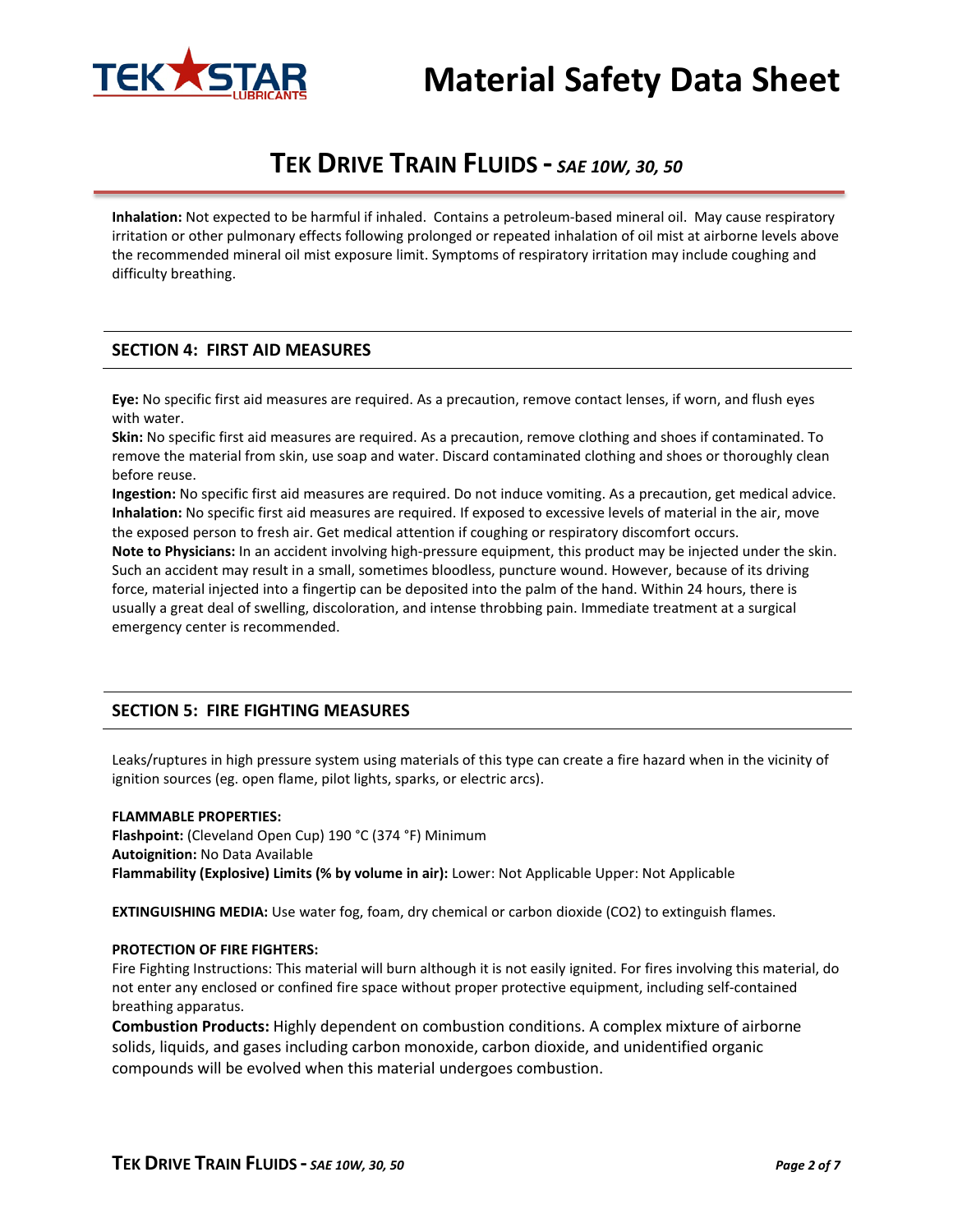**Inhalation:** Not expected to be harmful if inhaled. Contains a petroleum-based mineral oil. May cause respiratory irritation or other pulmonary effects following prolonged or repeated inhalation of oil mist at airborne levels above the recommended mineral oil mist exposure limit. Symptoms of respiratory irritation may include coughing and difficulty breathing.

## SECTION 4: FIRST AID MEASURES

**Eye:** No specific first aid measures are required. As a precaution, remove contact lenses, if worn, and flush eyes with water.
**Skin:** No specific first aid measures are required. As a precaution, remove clothing and shoes if contaminated. To remove the material from skin, use soap and water. Discard contaminated clothing and shoes or thoroughly clean before reuse.
**Ingestion:** No specific first aid measures are required. Do not induce vomiting. As a precaution, get medical advice.
**Inhalation:** No specific first aid measures are required. If exposed to excessive levels of material in the air, move the exposed person to fresh air. Get medical attention if coughing or respiratory discomfort occurs.
**Note to Physicians:** In an accident involving high-pressure equipment, this product may be injected under the skin. Such an accident may result in a small, sometimes bloodless, puncture wound. However, because of its driving force, material injected into a fingertip can be deposited into the palm of the hand. Within 24 hours, there is usually a great deal of swelling, discoloration, and intense throbbing pain. Immediate treatment at a surgical emergency center is recommended.

## SECTION 5: FIRE FIGHTING MEASURES

Leaks/ruptures in high pressure system using materials of this type can create a fire hazard when in the vicinity of ignition sources (eg. open flame, pilot lights, sparks, or electric arcs).

**FLAMMABLE PROPERTIES:**
**Flashpoint:** (Cleveland Open Cup) 190 °C (374 °F) Minimum
**Autoignition:** No Data Available
**Flammability (Explosive) Limits (% by volume in air):** Lower: Not Applicable Upper: Not Applicable

**EXTINGUISHING MEDIA:** Use water fog, foam, dry chemical or carbon dioxide ($CO_2$) to extinguish flames.

**PROTECTION OF FIRE FIGHTERS:**
Fire Fighting Instructions: This material will burn although it is not easily ignited. For fires involving this material, do not enter any enclosed or confined fire space without proper protective equipment, including self-contained breathing apparatus.
**Combustion Products:** Highly dependent on combustion conditions. A complex mixture of airborne solids, liquids, and gases including carbon monoxide, carbon dioxide, and unidentified organic compounds will be evolved when this material undergoes combustion.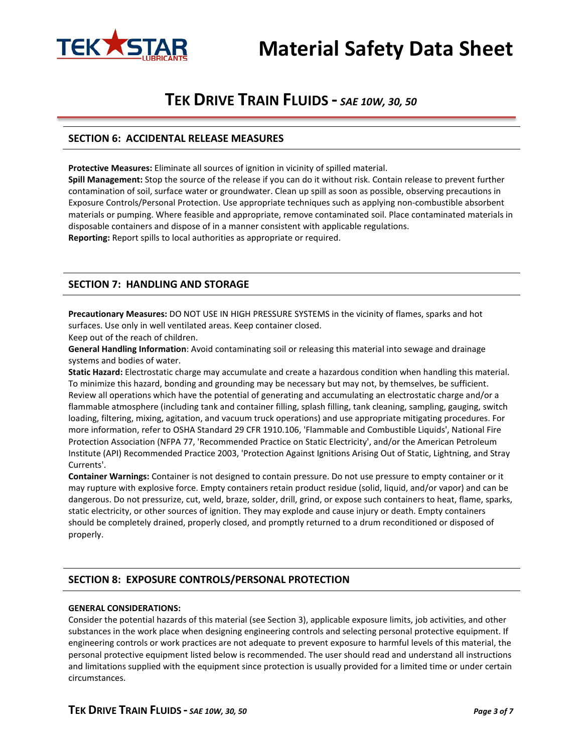## SECTION 6: ACCIDENTAL RELEASE MEASURES

**Protective Measures:** Eliminate all sources of ignition in vicinity of spilled material.
**Spill Management:** Stop the source of the release if you can do it without risk. Contain release to prevent further contamination of soil, surface water or groundwater. Clean up spill as soon as possible, observing precautions in Exposure Controls/Personal Protection. Use appropriate techniques such as applying non-combustible absorbent materials or pumping. Where feasible and appropriate, remove contaminated soil. Place contaminated materials in disposable containers and dispose of in a manner consistent with applicable regulations.
**Reporting:** Report spills to local authorities as appropriate or required.

## SECTION 7: HANDLING AND STORAGE

**Precautionary Measures:** DO NOT USE IN HIGH PRESSURE SYSTEMS in the vicinity of flames, sparks and hot surfaces. Use only in well ventilated areas. Keep container closed.
Keep out of the reach of children.
**General Handling Information**: Avoid contaminating soil or releasing this material into sewage and drainage systems and bodies of water.
**Static Hazard:** Electrostatic charge may accumulate and create a hazardous condition when handling this material. To minimize this hazard, bonding and grounding may be necessary but may not, by themselves, be sufficient. Review all operations which have the potential of generating and accumulating an electrostatic charge and/or a flammable atmosphere (including tank and container filling, splash filling, tank cleaning, sampling, gauging, switch loading, filtering, mixing, agitation, and vacuum truck operations) and use appropriate mitigating procedures. For more information, refer to OSHA Standard 29 CFR 1910.106, 'Flammable and Combustible Liquids', National Fire Protection Association (NFPA 77, 'Recommended Practice on Static Electricity', and/or the American Petroleum Institute (API) Recommended Practice 2003, 'Protection Against Ignitions Arising Out of Static, Lightning, and Stray Currents'.
**Container Warnings:** Container is not designed to contain pressure. Do not use pressure to empty container or it may rupture with explosive force. Empty containers retain product residue (solid, liquid, and/or vapor) and can be dangerous. Do not pressurize, cut, weld, braze, solder, drill, grind, or expose such containers to heat, flame, sparks, static electricity, or other sources of ignition. They may explode and cause injury or death. Empty containers should be completely drained, properly closed, and promptly returned to a drum reconditioned or disposed of properly.

## SECTION 8: EXPOSURE CONTROLS/PERSONAL PROTECTION

**GENERAL CONSIDERATIONS:**
Consider the potential hazards of this material (see Section 3), applicable exposure limits, job activities, and other substances in the work place when designing engineering controls and selecting personal protective equipment. If engineering controls or work practices are not adequate to prevent exposure to harmful levels of this material, the personal protective equipment listed below is recommended. The user should read and understand all instructions and limitations supplied with the equipment since protection is usually provided for a limited time or under certain circumstances.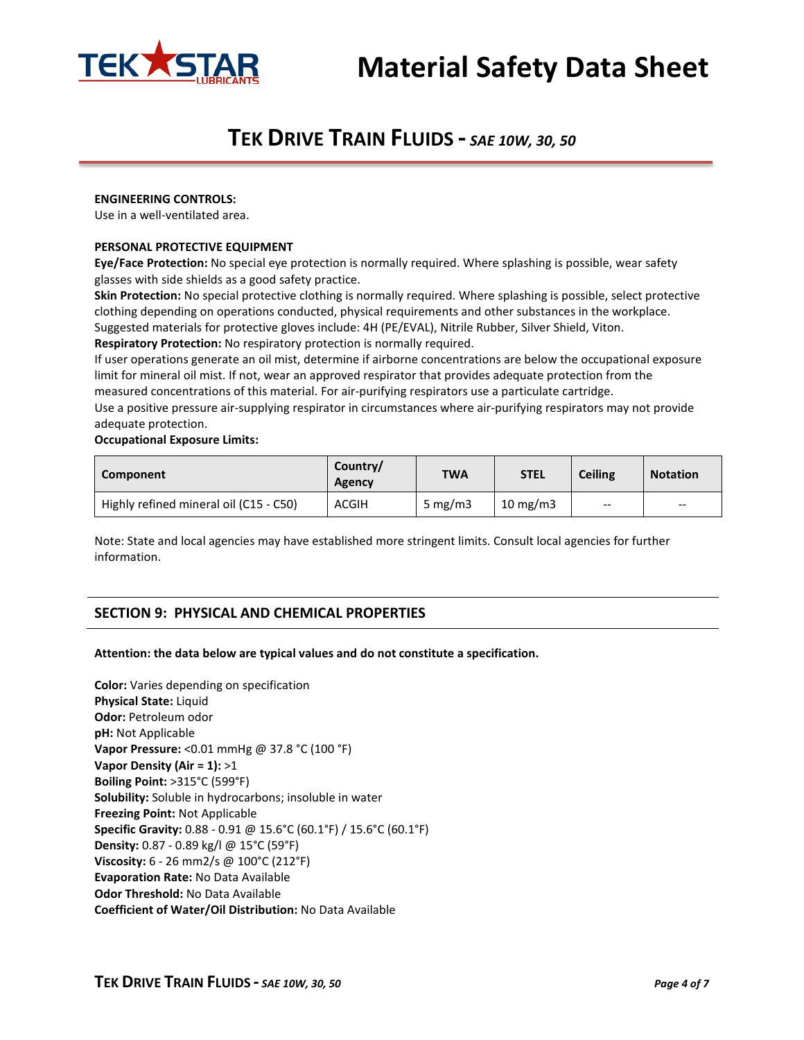**ENGINEERING CONTROLS:**
Use in a well-ventilated area.

**PERSONAL PROTECTIVE EQUIPMENT**
**Eye/Face Protection:** No special eye protection is normally required. Where splashing is possible, wear safety glasses with side shields as a good safety practice.
**Skin Protection:** No special protective clothing is normally required. Where splashing is possible, select protective clothing depending on operations conducted, physical requirements and other substances in the workplace. Suggested materials for protective gloves include: 4H (PE/EVAL), Nitrile Rubber, Silver Shield, Viton.
**Respiratory Protection:** No respiratory protection is normally required.
If user operations generate an oil mist, determine if airborne concentrations are below the occupational exposure limit for mineral oil mist. If not, wear an approved respirator that provides adequate protection from the measured concentrations of this material. For air-purifying respirators use a particulate cartridge.
Use a positive pressure air-supplying respirator in circumstances where air-purifying respirators may not provide adequate protection.
**Occupational Exposure Limits:**

| Component | Country/ Agency | TWA | STEL | Ceiling | Notation |
|---|---|---|---|---|---|
| Highly refined mineral oil (C15 - C50) | ACGIH | 5 mg/m3 | 10 mg/m3 | -- | -- |

Note: State and local agencies may have established more stringent limits. Consult local agencies for further information.

## SECTION 9: PHYSICAL AND CHEMICAL PROPERTIES

**Attention: the data below are typical values and do not constitute a specification.**

**Color:** Varies depending on specification
**Physical State:** Liquid
**Odor:** Petroleum odor
**pH:** Not Applicable
**Vapor Pressure:** <0.01 mmHg @ 37.8 °C (100 °F)
**Vapor Density (Air = 1):** >1
**Boiling Point:** >315°C (599°F)
**Solubility:** Soluble in hydrocarbons; insoluble in water
**Freezing Point:** Not Applicable
**Specific Gravity:** 0.88 - 0.91 @ 15.6°C (60.1°F) / 15.6°C (60.1°F)
**Density:** 0.87 - 0.89 kg/l @ 15°C (59°F)
**Viscosity:** 6 - 26 mm2/s @ 100°C (212°F)
**Evaporation Rate:** No Data Available
**Odor Threshold:** No Data Available
**Coefficient of Water/Oil Distribution:** No Data Available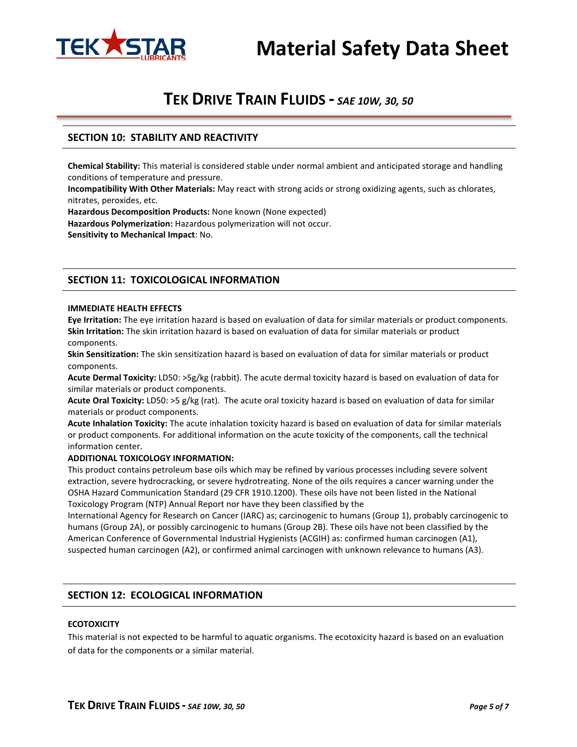## SECTION 10: STABILITY AND REACTIVITY

**Chemical Stability:** This material is considered stable under normal ambient and anticipated storage and handling conditions of temperature and pressure.
**Incompatibility With Other Materials:** May react with strong acids or strong oxidizing agents, such as chlorates, nitrates, peroxides, etc.
**Hazardous Decomposition Products:** None known (None expected)
**Hazardous Polymerization:** Hazardous polymerization will not occur.
**Sensitivity to Mechanical Impact**: No.

## SECTION 11: TOXICOLOGICAL INFORMATION

**IMMEDIATE HEALTH EFFECTS**

**Eye Irritation:** The eye irritation hazard is based on evaluation of data for similar materials or product components.
**Skin Irritation:** The skin irritation hazard is based on evaluation of data for similar materials or product components.
**Skin Sensitization:** The skin sensitization hazard is based on evaluation of data for similar materials or product components.
**Acute Dermal Toxicity:** LD50: >5g/kg (rabbit). The acute dermal toxicity hazard is based on evaluation of data for similar materials or product components.
**Acute Oral Toxicity:** LD50: >5 g/kg (rat). The acute oral toxicity hazard is based on evaluation of data for similar materials or product components.
**Acute Inhalation Toxicity:** The acute inhalation toxicity hazard is based on evaluation of data for similar materials or product components. For additional information on the acute toxicity of the components, call the technical information center.

**ADDITIONAL TOXICOLOGY INFORMATION:**

This product contains petroleum base oils which may be refined by various processes including severe solvent extraction, severe hydrocracking, or severe hydrotreating. None of the oils requires a cancer warning under the OSHA Hazard Communication Standard (29 CFR 1910.1200). These oils have not been listed in the National Toxicology Program (NTP) Annual Report nor have they been classified by the International Agency for Research on Cancer (IARC) as; carcinogenic to humans (Group 1), probably carcinogenic to humans (Group 2A), or possibly carcinogenic to humans (Group 2B). These oils have not been classified by the American Conference of Governmental Industrial Hygienists (ACGIH) as: confirmed human carcinogen (A1), suspected human carcinogen (A2), or confirmed animal carcinogen with unknown relevance to humans (A3).

## SECTION 12: ECOLOGICAL INFORMATION

**ECOTOXICITY**

This material is not expected to be harmful to aquatic organisms. The ecotoxicity hazard is based on an evaluation of data for the components or a similar material.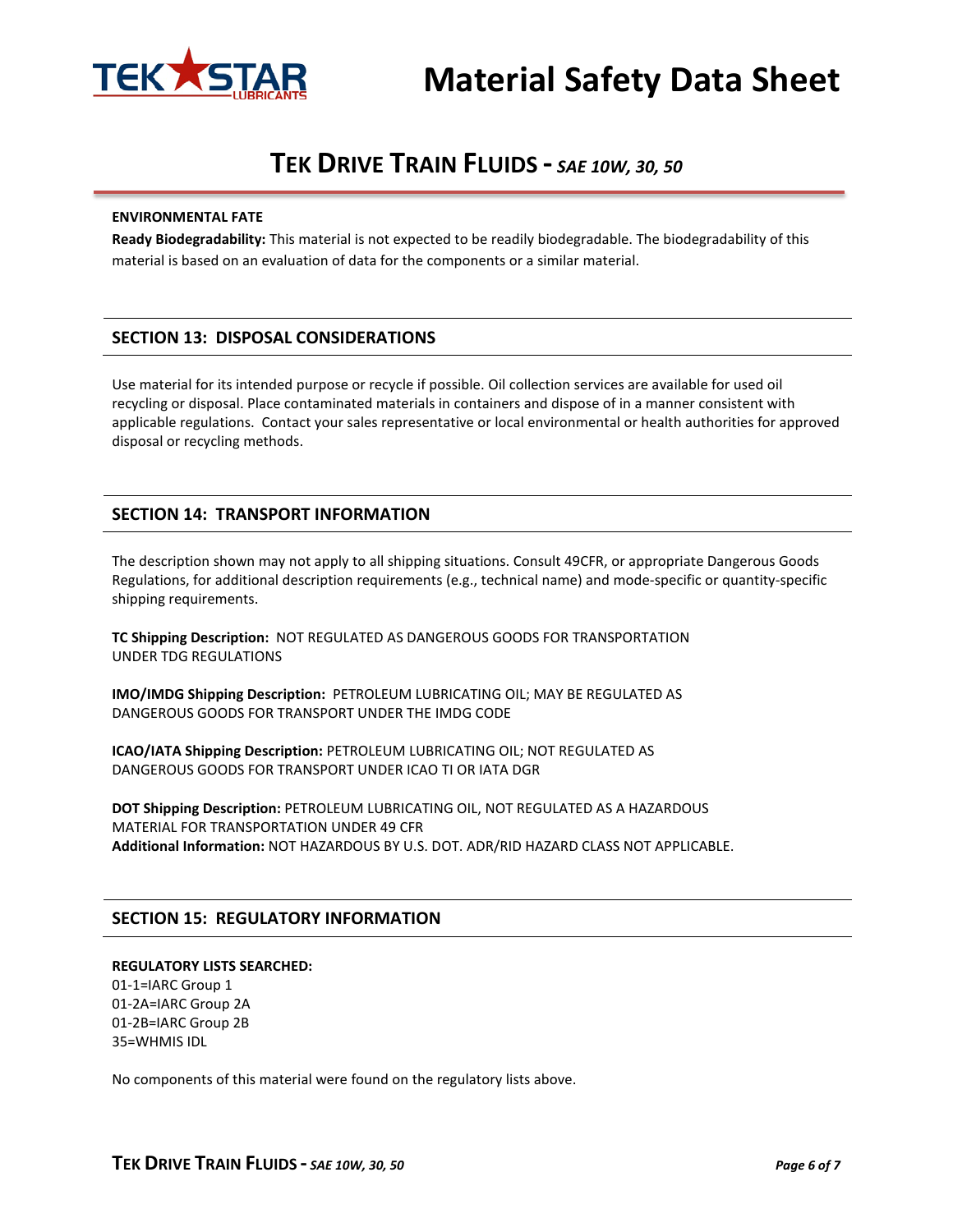**ENVIRONMENTAL FATE**

**Ready Biodegradability:** This material is not expected to be readily biodegradable. The biodegradability of this material is based on an evaluation of data for the components or a similar material.

## SECTION 13: DISPOSAL CONSIDERATIONS

Use material for its intended purpose or recycle if possible. Oil collection services are available for used oil recycling or disposal. Place contaminated materials in containers and dispose of in a manner consistent with applicable regulations. Contact your sales representative or local environmental or health authorities for approved disposal or recycling methods.

## SECTION 14: TRANSPORT INFORMATION

The description shown may not apply to all shipping situations. Consult 49CFR, or appropriate Dangerous Goods Regulations, for additional description requirements (e.g., technical name) and mode-specific or quantity-specific shipping requirements.

**TC Shipping Description:** NOT REGULATED AS DANGEROUS GOODS FOR TRANSPORTATION UNDER TDG REGULATIONS

**IMO/IMDG Shipping Description:** PETROLEUM LUBRICATING OIL; MAY BE REGULATED AS DANGEROUS GOODS FOR TRANSPORT UNDER THE IMDG CODE

**ICAO/IATA Shipping Description:** PETROLEUM LUBRICATING OIL; NOT REGULATED AS DANGEROUS GOODS FOR TRANSPORT UNDER ICAO TI OR IATA DGR

**DOT Shipping Description:** PETROLEUM LUBRICATING OIL, NOT REGULATED AS A HAZARDOUS MATERIAL FOR TRANSPORTATION UNDER 49 CFR
**Additional Information:** NOT HAZARDOUS BY U.S. DOT. ADR/RID HAZARD CLASS NOT APPLICABLE.

## SECTION 15: REGULATORY INFORMATION

**REGULATORY LISTS SEARCHED:**
01-1=IARC Group 1
01-2A=IARC Group 2A
01-2B=IARC Group 2B
35=WHMIS IDL

No components of this material were found on the regulatory lists above.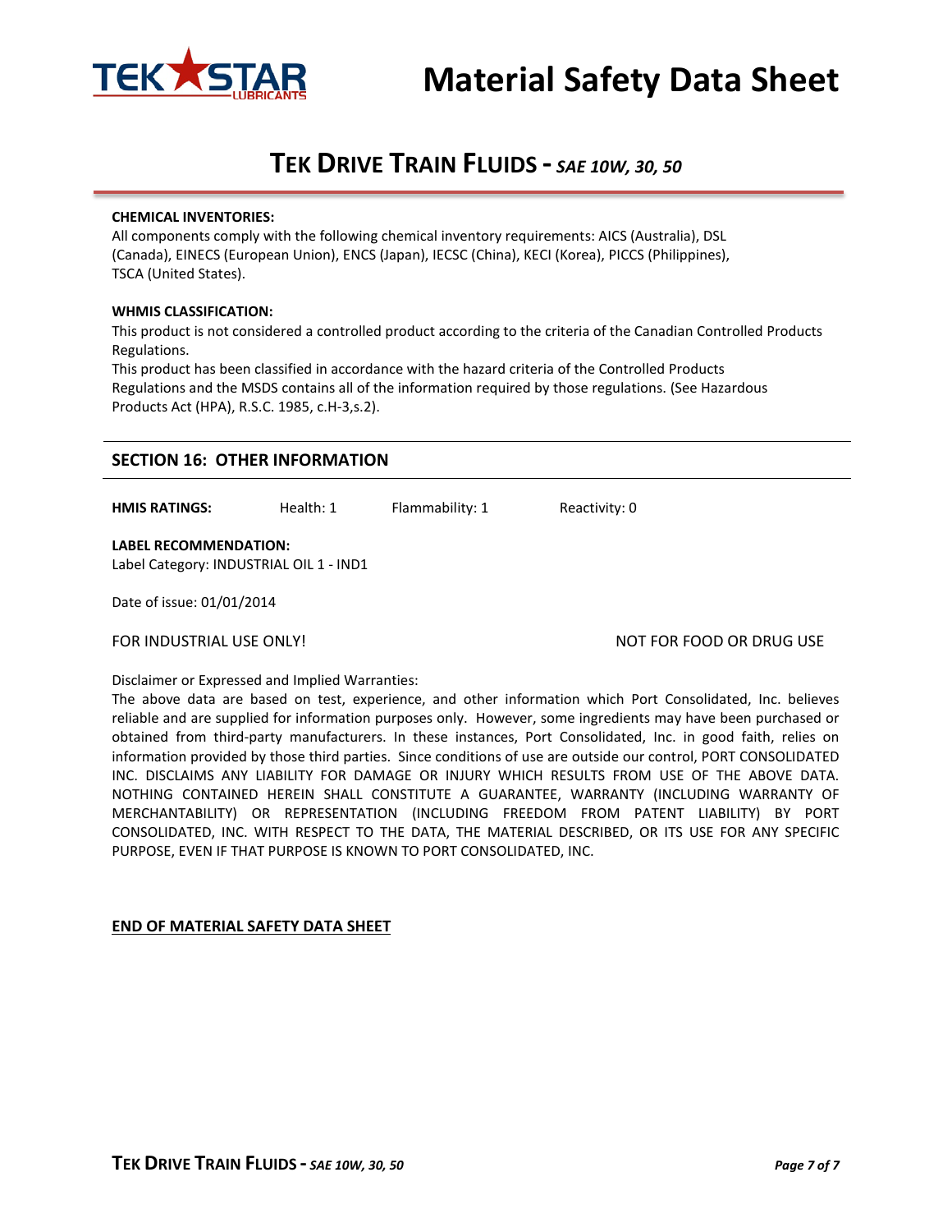**CHEMICAL INVENTORIES:**

All components comply with the following chemical inventory requirements: AICS (Australia), DSL (Canada), EINECS (European Union), ENCS (Japan), IECSC (China), KECI (Korea), PICCS (Philippines), TSCA (United States).

**WHMIS CLASSIFICATION:**

This product is not considered a controlled product according to the criteria of the Canadian Controlled Products Regulations.

This product has been classified in accordance with the hazard criteria of the Controlled Products Regulations and the MSDS contains all of the information required by those regulations. (See Hazardous Products Act (HPA), R.S.C. 1985, c.H-3,s.2).

## SECTION 16: OTHER INFORMATION

**HMIS RATINGS:** Health: 1 Flammability: 1 Reactivity: 0

**LABEL RECOMMENDATION:**

Label Category: INDUSTRIAL OIL 1 - IND1

Date of issue: 01/01/2014

FOR INDUSTRIAL USE ONLY! NOT FOR FOOD OR DRUG USE

Disclaimer or Expressed and Implied Warranties:

The above data are based on test, experience, and other information which Port Consolidated, Inc. believes reliable and are supplied for information purposes only. However, some ingredients may have been purchased or obtained from third-party manufacturers. In these instances, Port Consolidated, Inc. in good faith, relies on information provided by those third parties. Since conditions of use are outside our control, PORT CONSOLIDATED INC. DISCLAIMS ANY LIABILITY FOR DAMAGE OR INJURY WHICH RESULTS FROM USE OF THE ABOVE DATA. NOTHING CONTAINED HEREIN SHALL CONSTITUTE A GUARANTEE, WARRANTY (INCLUDING WARRANTY OF MERCHANTABILITY) OR REPRESENTATION (INCLUDING FREEDOM FROM PATENT LIABILITY) BY PORT CONSOLIDATED, INC. WITH RESPECT TO THE DATA, THE MATERIAL DESCRIBED, OR ITS USE FOR ANY SPECIFIC PURPOSE, EVEN IF THAT PURPOSE IS KNOWN TO PORT CONSOLIDATED, INC.

**END OF MATERIAL SAFETY DATA SHEET**